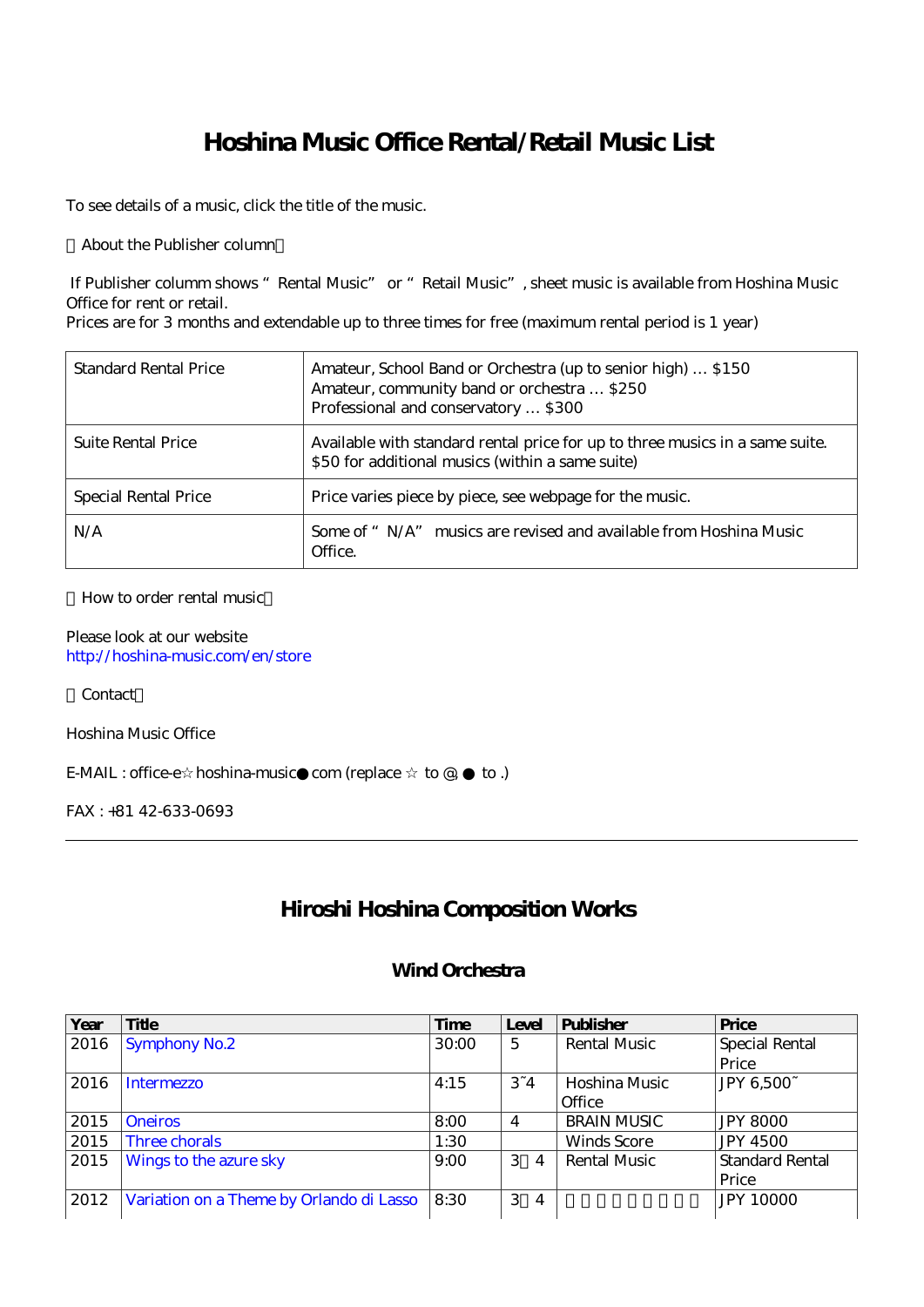# Hoshina Music Office Rental/Retail Music List

To see details of a music, click the title of the music.

【About the Publisher column】

If Publisher columm shows " Rental Music" or " Retail Music", sheet music is available from Hoshina Music Office for rent or retail.
Prices are for 3 months and extendable up to three times for free (maximum rental period is 1 year)

| | |
|---|---|
| Standard Rental Price | Amateur, School Band or Orchestra (up to senior high) … $150<br>Amateur, community band or orchestra … $250<br>Professional and conservatory … $300 |
| Suite Rental Price | Available with standard rental price for up to three musics in a same suite.<br>$50 for additional musics (within a same suite) |
| Special Rental Price | Price varies piece by piece, see webpage for the music. |
| N/A | Some of " N/A" musics are revised and available from Hoshina Music Office. |

【How to order rental music】

Please look at our website
http://hoshina-music.com/en/store

【Contact】

Hoshina Music Office

E-MAIL : office-e☆hoshina-music●com (replace ☆ to @, ● to .)

FAX : +81 42-633-0693

---

## Hiroshi Hoshina Composition Works

### Wind Orchestra

| Year | Title | Time | Level | Publisher | Price |
|---|---|---|---|---|---|
| 2016 | Symphony No.2 | 30:00 | 5 | Rental Music | Special Rental Price |
| 2016 | Intermezzo | 4:15 | 3~4 | Hoshina Music Office | JPY 6,500~ |
| 2015 | Oneiros | 8:00 | 4 | BRAIN MUSIC | JPY 8000 |
| 2015 | Three chorals | 1:30 | | Winds Score | JPY 4500 |
| 2015 | Wings to the azure sky | 9:00 | 3～4 | Rental Music | Standard Rental Price |
| 2012 | Variation on a Theme by Orlando di Lasso | 8:30 | 3～4 | | JPY 10000 |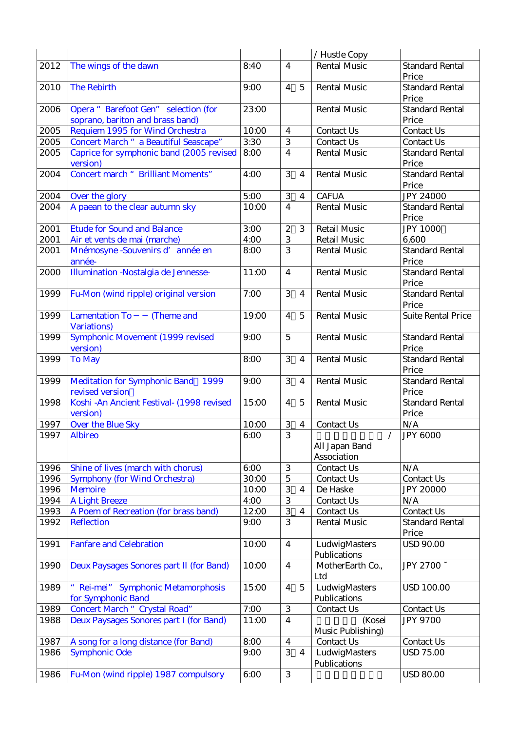| | | | | / Hustle Copy | |
|---|---|---|---|---|---|
| 2012 | The wings of the dawn | 8:40 | 4 | Rental Music | Standard Rental Price |
| 2010 | The Rebirth | 9:00 | 4 5 | Rental Music | Standard Rental Price |
| 2006 | Opera " Barefoot Gen" selection (for soprano, bariton and brass band) | 23:00 | | Rental Music | Standard Rental Price |
| 2005 | Requiem 1995 for Wind Orchestra | 10:00 | 4 | Contact Us | Contact Us |
| 2005 | Concert March " a Beautiful Seascape" | 3:30 | 3 | Contact Us | Contact Us |
| 2005 | Caprice for symphonic band (2005 revised version) | 8:00 | 4 | Rental Music | Standard Rental Price |
| 2004 | Concert march " Brilliant Moments" | 4:00 | 3 4 | Rental Music | Standard Rental Price |
| 2004 | Over the glory | 5:00 | 3 4 | CAFUA | JPY 24000 |
| 2004 | A paean to the clear autumn sky | 10:00 | 4 | Rental Music | Standard Rental Price |
| 2001 | Etude for Sound and Balance | 3:00 | 2 3 | Retail Music | JPY 1000 |
| 2001 | Air et vents de mai (marche) | 4:00 | 3 | Retail Music | 6,600 |
| 2001 | Mnémosyne -Souvenirs d' année en année- | 8:00 | 3 | Rental Music | Standard Rental Price |
| 2000 | Illumination -Nostalgia de Jennesse- | 11:00 | 4 | Rental Music | Standard Rental Price |
| 1999 | Fu-Mon (wind ripple) original version | 7:00 | 3 4 | Rental Music | Standard Rental Price |
| 1999 | Lamentation To — — (Theme and Variations) | 19:00 | 4 5 | Rental Music | Suite Rental Price |
| 1999 | Symphonic Movement (1999 revised version) | 9:00 | 5 | Rental Music | Standard Rental Price |
| 1999 | To May | 8:00 | 3 4 | Rental Music | Standard Rental Price |
| 1999 | Meditation for Symphonic Band 1999 revised version | 9:00 | 3 4 | Rental Music | Standard Rental Price |
| 1998 | Koshi -An Ancient Festival- (1998 revised version) | 15:00 | 4 5 | Rental Music | Standard Rental Price |
| 1997 | Over the Blue Sky | 10:00 | 3 4 | Contact Us | N/A |
| 1997 | Albireo | 6:00 | 3 | / All Japan Band Association | JPY 6000 |
| 1996 | Shine of lives (march with chorus) | 6:00 | 3 | Contact Us | N/A |
| 1996 | Symphony (for Wind Orchestra) | 30:00 | 5 | Contact Us | Contact Us |
| 1996 | Memoire | 10:00 | 3 4 | De Haske | JPY 20000 |
| 1994 | A Light Breeze | 4:00 | 3 | Contact Us | N/A |
| 1993 | A Poem of Recreation (for brass band) | 12:00 | 3 4 | Contact Us | Contact Us |
| 1992 | Reflection | 9:00 | 3 | Rental Music | Standard Rental Price |
| 1991 | Fanfare and Celebration | 10:00 | 4 | LudwigMasters Publications | USD 90.00 |
| 1990 | Deux Paysages Sonores part II (for Band) | 10:00 | 4 | MotherEarth Co., Ltd | JPY 2700 ~ |
| 1989 | " Rei-mei" Symphonic Metamorphosis for Symphonic Band | 15:00 | 4 5 | LudwigMasters Publications | USD 100.00 |
| 1989 | Concert March " Crystal Road" | 7:00 | 3 | Contact Us | Contact Us |
| 1988 | Deux Paysages Sonores part I (for Band) | 11:00 | 4 | (Kosei Music Publishing) | JPY 9700 |
| 1987 | A song for a long distance (for Band) | 8:00 | 4 | Contact Us | Contact Us |
| 1986 | Symphonic Ode | 9:00 | 3 4 | LudwigMasters Publications | USD 75.00 |
| 1986 | Fu-Mon (wind ripple) 1987 compulsory | 6:00 | 3 | | USD 80.00 |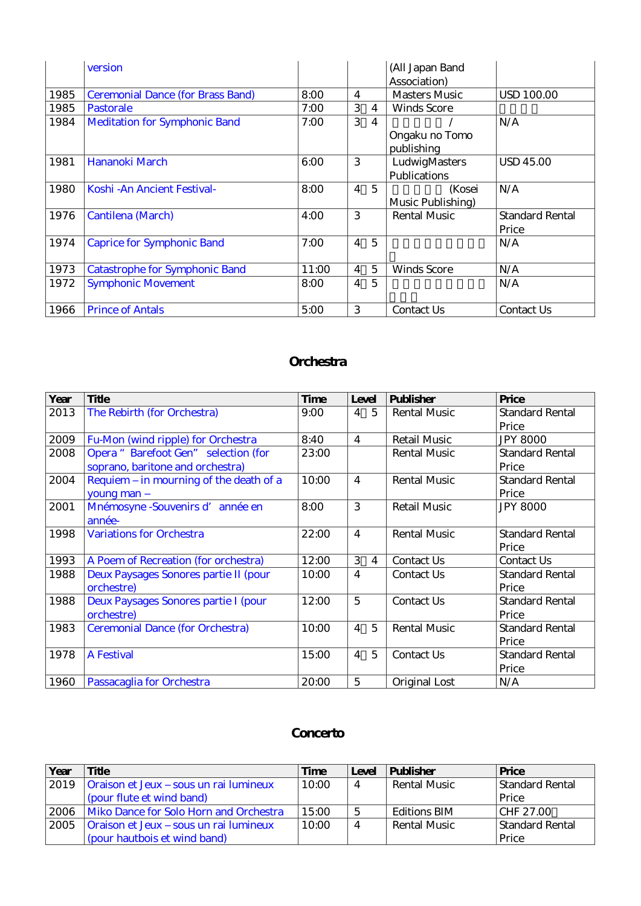| | | | | | |
|---|---|---|---|---|---|
| | version | | | (All Japan Band Association) | |
| 1985 | Ceremonial Dance (for Brass Band) | 8:00 | 4 | Masters Music | USD 100.00 |
| 1985 | Pastorale | 7:00 | 3－4 | Winds Score | |
| 1984 | Meditation for Symphonic Band | 7:00 | 3－4 | / Ongaku no Tomo publishing | N/A |
| 1981 | Hananoki March | 6:00 | 3 | LudwigMasters Publications | USD 45.00 |
| 1980 | Koshi -An Ancient Festival- | 8:00 | 4－5 | (Kosei Music Publishing) | N/A |
| 1976 | Cantilena (March) | 4:00 | 3 | Rental Music | Standard Rental Price |
| 1974 | Caprice for Symphonic Band | 7:00 | 4－5 | | N/A |
| 1973 | Catastrophe for Symphonic Band | 11:00 | 4－5 | Winds Score | N/A |
| 1972 | Symphonic Movement | 8:00 | 4－5 | | N/A |
| 1966 | Prince of Antals | 5:00 | 3 | Contact Us | Contact Us |

## Orchestra

| Year | Title | Time | Level | Publisher | Price |
|---|---|---|---|---|---|
| 2013 | The Rebirth (for Orchestra) | 9:00 | 4－5 | Rental Music | Standard Rental Price |
| 2009 | Fu-Mon (wind ripple) for Orchestra | 8:40 | 4 | Retail Music | JPY 8000 |
| 2008 | Opera " Barefoot Gen" selection (for soprano, baritone and orchestra) | 23:00 | | Rental Music | Standard Rental Price |
| 2004 | Requiem – in mourning of the death of a young man – | 10:00 | 4 | Rental Music | Standard Rental Price |
| 2001 | Mnémosyne -Souvenirs d' année en année- | 8:00 | 3 | Retail Music | JPY 8000 |
| 1998 | Variations for Orchestra | 22:00 | 4 | Rental Music | Standard Rental Price |
| 1993 | A Poem of Recreation (for orchestra) | 12:00 | 3－4 | Contact Us | Contact Us |
| 1988 | Deux Paysages Sonores partie II (pour orchestre) | 10:00 | 4 | Contact Us | Standard Rental Price |
| 1988 | Deux Paysages Sonores partie I (pour orchestre) | 12:00 | 5 | Contact Us | Standard Rental Price |
| 1983 | Ceremonial Dance (for Orchestra) | 10:00 | 4－5 | Rental Music | Standard Rental Price |
| 1978 | A Festival | 15:00 | 4－5 | Contact Us | Standard Rental Price |
| 1960 | Passacaglia for Orchestra | 20:00 | 5 | Original Lost | N/A |

## Concerto

| Year | Title | Time | Level | Publisher | Price |
|---|---|---|---|---|---|
| 2019 | Oraison et Jeux – sous un rai lumineux (pour flute et wind band) | 10:00 | 4 | Rental Music | Standard Rental Price |
| 2006 | Miko Dance for Solo Horn and Orchestra | 15:00 | 5 | Editions BIM | CHF 27.00 |
| 2005 | Oraison et Jeux – sous un rai lumineux (pour hautbois et wind band) | 10:00 | 4 | Rental Music | Standard Rental Price |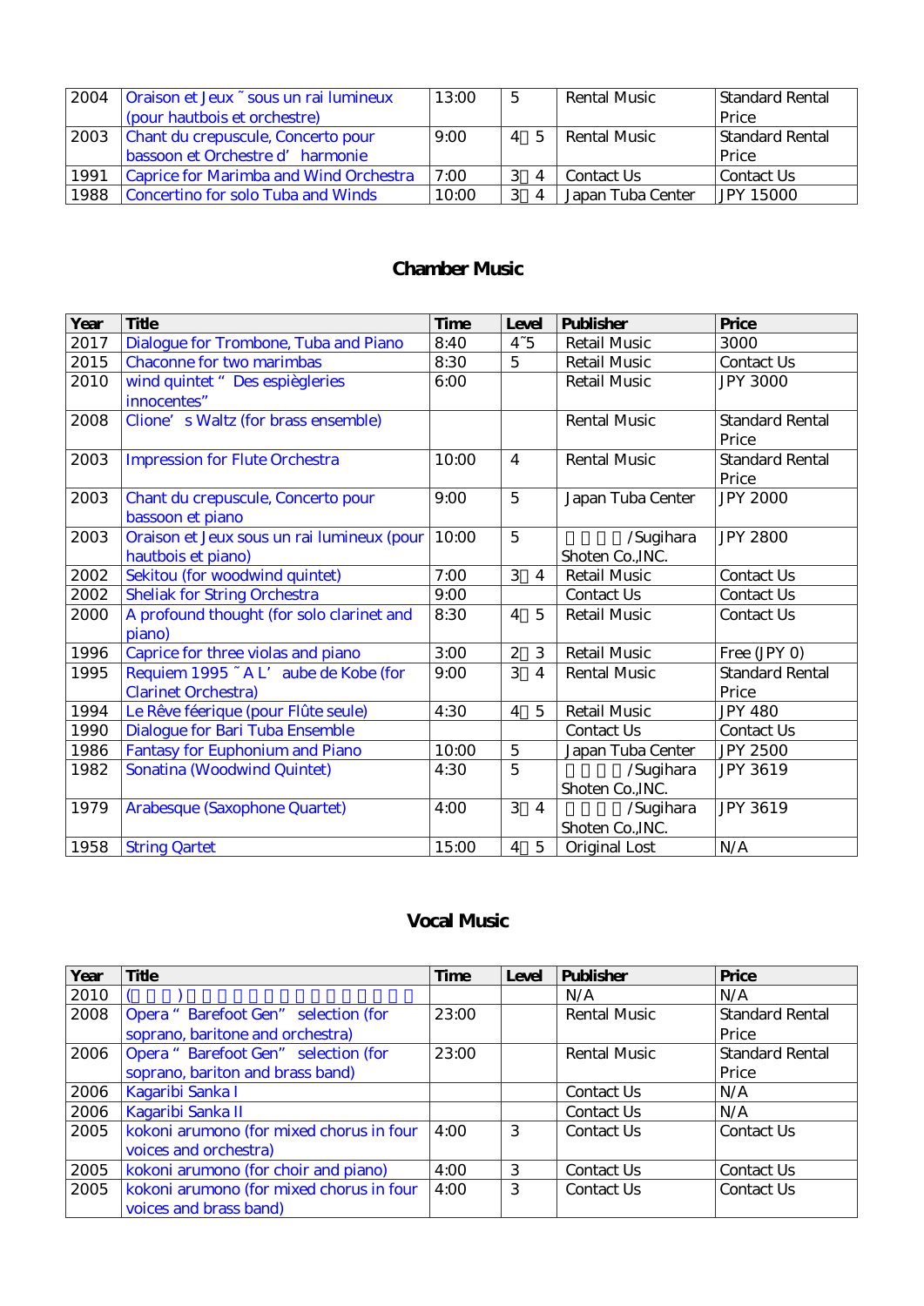| 2004 | Oraison et Jeux ˜ sous un rai lumineux (pour hautbois et orchestre) | 13:00 | 5 | Rental Music | Standard Rental Price |
|---|---|---|---|---|---|
| 2003 | Chant du crepuscule, Concerto pour bassoon et Orchestre d’ harmonie | 9:00 | 4 5 | Rental Music | Standard Rental Price |
| 1991 | Caprice for Marimba and Wind Orchestra | 7:00 | 3 4 | Contact Us | Contact Us |
| 1988 | Concertino for solo Tuba and Winds | 10:00 | 3 4 | Japan Tuba Center | JPY 15000 |

## Chamber Music

| Year | Title | Time | Level | Publisher | Price |
|---|---|---|---|---|---|
| 2017 | Dialogue for Trombone, Tuba and Piano | 8:40 | 4˜5 | Retail Music | 3000 |
| 2015 | Chaconne for two marimbas | 8:30 | 5 | Retail Music | Contact Us |
| 2010 | wind quintet “ Des espiègleries innocentes” | 6:00 | | Retail Music | JPY 3000 |
| 2008 | Clione’ s Waltz (for brass ensemble) | | | Rental Music | Standard Rental Price |
| 2003 | Impression for Flute Orchestra | 10:00 | 4 | Rental Music | Standard Rental Price |
| 2003 | Chant du crepuscule, Concerto pour bassoon et piano | 9:00 | 5 | Japan Tuba Center | JPY 2000 |
| 2003 | Oraison et Jeux sous un rai lumineux (pour hautbois et piano) | 10:00 | 5 | /Sugihara Shoten Co.,INC. | JPY 2800 |
| 2002 | Sekitou (for woodwind quintet) | 7:00 | 3 4 | Retail Music | Contact Us |
| 2002 | Sheliak for String Orchestra | 9:00 | | Contact Us | Contact Us |
| 2000 | A profound thought (for solo clarinet and piano) | 8:30 | 4 5 | Retail Music | Contact Us |
| 1996 | Caprice for three violas and piano | 3:00 | 2 3 | Retail Music | Free (JPY 0) |
| 1995 | Requiem 1995 ˜ A L’ aube de Kobe (for Clarinet Orchestra) | 9:00 | 3 4 | Rental Music | Standard Rental Price |
| 1994 | Le Rêve féerique (pour Flûte seule) | 4:30 | 4 5 | Retail Music | JPY 480 |
| 1990 | Dialogue for Bari Tuba Ensemble | | | Contact Us | Contact Us |
| 1986 | Fantasy for Euphonium and Piano | 10:00 | 5 | Japan Tuba Center | JPY 2500 |
| 1982 | Sonatina (Woodwind Quintet) | 4:30 | 5 | /Sugihara Shoten Co.,INC. | JPY 3619 |
| 1979 | Arabesque (Saxophone Quartet) | 4:00 | 3 4 | /Sugihara Shoten Co.,INC. | JPY 3619 |
| 1958 | String Qartet | 15:00 | 4 5 | Original Lost | N/A |

## Vocal Music

| Year | Title | Time | Level | Publisher | Price |
|---|---|---|---|---|---|
| 2010 | ( ) | | | N/A | N/A |
| 2008 | Opera “ Barefoot Gen” selection (for soprano, baritone and orchestra) | 23:00 | | Rental Music | Standard Rental Price |
| 2006 | Opera “ Barefoot Gen” selection (for soprano, bariton and brass band) | 23:00 | | Rental Music | Standard Rental Price |
| 2006 | Kagaribi Sanka I | | | Contact Us | N/A |
| 2006 | Kagaribi Sanka II | | | Contact Us | N/A |
| 2005 | kokoni arumono (for mixed chorus in four voices and orchestra) | 4:00 | 3 | Contact Us | Contact Us |
| 2005 | kokoni arumono (for choir and piano) | 4:00 | 3 | Contact Us | Contact Us |
| 2005 | kokoni arumono (for mixed chorus in four voices and brass band) | 4:00 | 3 | Contact Us | Contact Us |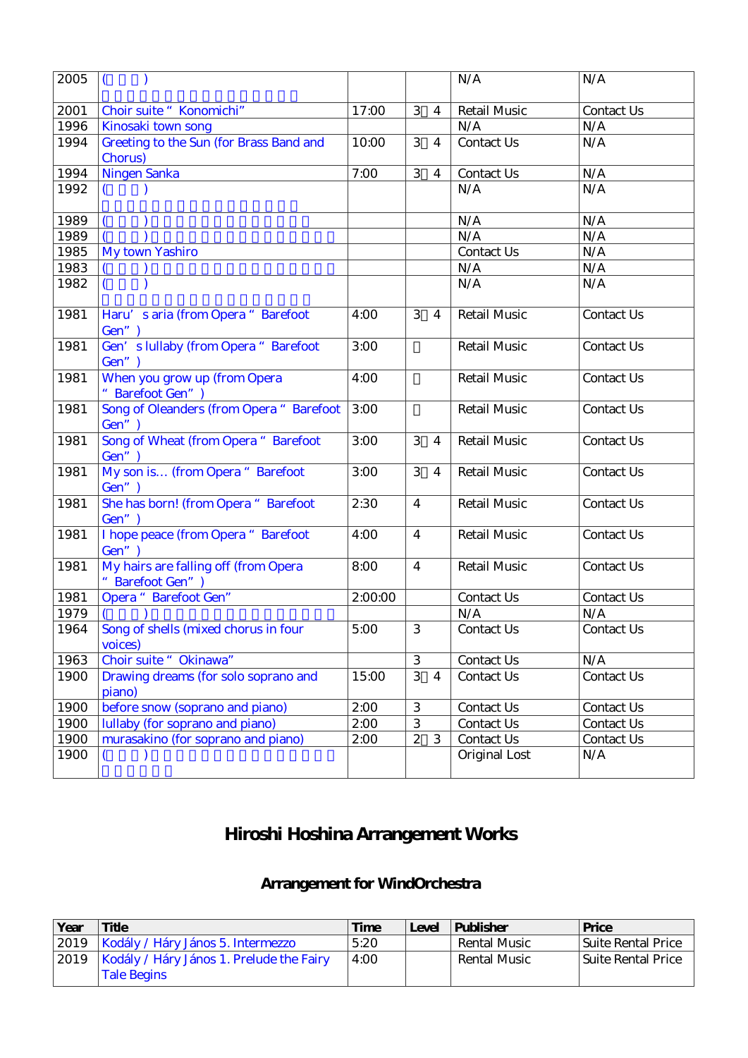| 2005 | (　　　) | | | N/A | N/A |
|---|---|---|---|---|---|
| 2001 | Choir suite " Konomichi" | 17:00 | 3　4 | Retail Music | Contact Us |
| 1996 | Kinosaki town song | | | N/A | N/A |
| 1994 | Greeting to the Sun (for Brass Band and Chorus) | 10:00 | 3　4 | Contact Us | N/A |
| 1994 | Ningen Sanka | 7:00 | 3　4 | Contact Us | N/A |
| 1992 | (　　　) | | | N/A | N/A |
| 1989 | (　　　) | | | N/A | N/A |
| 1989 | (　　　) | | | N/A | N/A |
| 1985 | My town Yashiro | | | Contact Us | N/A |
| 1983 | (　　　) | | | N/A | N/A |
| 1982 | (　　　) | | | N/A | N/A |
| 1981 | Haru' s aria (from Opera " Barefoot Gen" ) | 4:00 | 3　4 | Retail Music | Contact Us |
| 1981 | Gen' s lullaby (from Opera " Barefoot Gen" ) | 3:00 | | Retail Music | Contact Us |
| 1981 | When you grow up (from Opera " Barefoot Gen" ) | 4:00 | | Retail Music | Contact Us |
| 1981 | Song of Oleanders (from Opera " Barefoot Gen" ) | 3:00 | | Retail Music | Contact Us |
| 1981 | Song of Wheat (from Opera " Barefoot Gen" ) | 3:00 | 3　4 | Retail Music | Contact Us |
| 1981 | My son is… (from Opera " Barefoot Gen" ) | 3:00 | 3　4 | Retail Music | Contact Us |
| 1981 | She has born! (from Opera " Barefoot Gen" ) | 2:30 | 4 | Retail Music | Contact Us |
| 1981 | I hope peace (from Opera " Barefoot Gen" ) | 4:00 | 4 | Retail Music | Contact Us |
| 1981 | My hairs are falling off (from Opera " Barefoot Gen" ) | 8:00 | 4 | Retail Music | Contact Us |
| 1981 | Opera " Barefoot Gen" | 2:00:00 | | Contact Us | Contact Us |
| 1979 | (　　　) | | | N/A | N/A |
| 1964 | Song of shells (mixed chorus in four voices) | 5:00 | 3 | Contact Us | Contact Us |
| 1963 | Choir suite " Okinawa" | | 3 | Contact Us | N/A |
| 1900 | Drawing dreams (for solo soprano and piano) | 15:00 | 3　4 | Contact Us | Contact Us |
| 1900 | before snow (soprano and piano) | 2:00 | 3 | Contact Us | Contact Us |
| 1900 | lullaby (for soprano and piano) | 2:00 | 3 | Contact Us | Contact Us |
| 1900 | murasakino (for soprano and piano) | 2:00 | 2　3 | Contact Us | Contact Us |
| 1900 | (　　　) | | | Original Lost | N/A |

# Hiroshi Hoshina Arrangement Works

## Arrangement for WindOrchestra

| Year | Title | Time | Level | Publisher | Price |
|---|---|---|---|---|---|
| 2019 | Kodály / Háry János 5. Intermezzo | 5:20 | | Rental Music | Suite Rental Price |
| 2019 | Kodály / Háry János 1. Prelude the Fairy Tale Begins | 4:00 | | Rental Music | Suite Rental Price |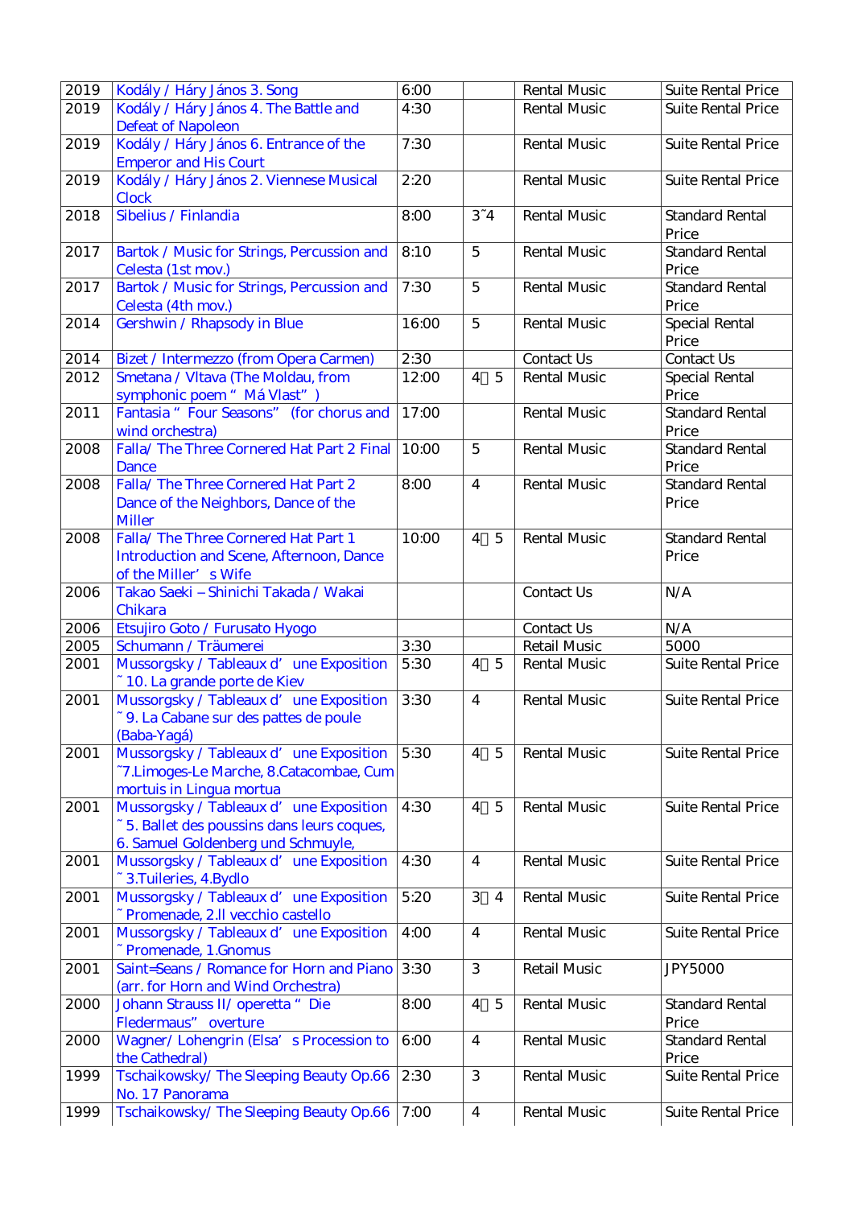| 2019 | Kodály / Háry János 3. Song | 6:00 | | Rental Music | Suite Rental Price |
|---|---|---|---|---|---|
| 2019 | Kodály / Háry János 4. The Battle and Defeat of Napoleon | 4:30 | | Rental Music | Suite Rental Price |
| 2019 | Kodály / Háry János 6. Entrance of the Emperor and His Court | 7:30 | | Rental Music | Suite Rental Price |
| 2019 | Kodály / Háry János 2. Viennese Musical Clock | 2:20 | | Rental Music | Suite Rental Price |
| 2018 | Sibelius / Finlandia | 8:00 | 3˜4 | Rental Music | Standard Rental Price |
| 2017 | Bartok / Music for Strings, Percussion and Celesta (1st mov.) | 8:10 | 5 | Rental Music | Standard Rental Price |
| 2017 | Bartok / Music for Strings, Percussion and Celesta (4th mov.) | 7:30 | 5 | Rental Music | Standard Rental Price |
| 2014 | Gershwin / Rhapsody in Blue | 16:00 | 5 | Rental Music | Special Rental Price |
| 2014 | Bizet / Intermezzo (from Opera Carmen) | 2:30 | | Contact Us | Contact Us |
| 2012 | Smetana / Vltava (The Moldau, from symphonic poem " Má Vlast" ) | 12:00 | 4 5 | Rental Music | Special Rental Price |
| 2011 | Fantasia " Four Seasons" (for chorus and wind orchestra) | 17:00 | | Rental Music | Standard Rental Price |
| 2008 | Falla/ The Three Cornered Hat Part 2 Final Dance | 10:00 | 5 | Rental Music | Standard Rental Price |
| 2008 | Falla/ The Three Cornered Hat Part 2 Dance of the Neighbors, Dance of the Miller | 8:00 | 4 | Rental Music | Standard Rental Price |
| 2008 | Falla/ The Three Cornered Hat Part 1 Introduction and Scene, Afternoon, Dance of the Miller' s Wife | 10:00 | 4 5 | Rental Music | Standard Rental Price |
| 2006 | Takao Saeki – Shinichi Takada / Wakai Chikara | | | Contact Us | N/A |
| 2006 | Etsujiro Goto / Furusato Hyogo | | | Contact Us | N/A |
| 2005 | Schumann / Träumerei | 3:30 | | Retail Music | 5000 |
| 2001 | Mussorgsky / Tableaux d' une Exposition ˜10. La grande porte de Kiev | 5:30 | 4 5 | Rental Music | Suite Rental Price |
| 2001 | Mussorgsky / Tableaux d' une Exposition ˜9. La Cabane sur des pattes de poule (Baba-Yagá) | 3:30 | 4 | Rental Music | Suite Rental Price |
| 2001 | Mussorgsky / Tableaux d' une Exposition ˜7.Limoges-Le Marche, 8.Catacombae, Cum mortuis in Lingua mortua | 5:30 | 4 5 | Rental Music | Suite Rental Price |
| 2001 | Mussorgsky / Tableaux d' une Exposition ˜5. Ballet des poussins dans leurs coques, 6. Samuel Goldenberg und Schmuyle, | 4:30 | 4 5 | Rental Music | Suite Rental Price |
| 2001 | Mussorgsky / Tableaux d' une Exposition ˜3.Tuileries, 4.Bydlo | 4:30 | 4 | Rental Music | Suite Rental Price |
| 2001 | Mussorgsky / Tableaux d' une Exposition ˜Promenade, 2.Il vecchio castello | 5:20 | 3 4 | Rental Music | Suite Rental Price |
| 2001 | Mussorgsky / Tableaux d' une Exposition ˜Promenade, 1.Gnomus | 4:00 | 4 | Rental Music | Suite Rental Price |
| 2001 | Saint=Seans / Romance for Horn and Piano (arr. for Horn and Wind Orchestra) | 3:30 | 3 | Retail Music | JPY5000 |
| 2000 | Johann Strauss II/ operetta " Die Fledermaus" overture | 8:00 | 4 5 | Rental Music | Standard Rental Price |
| 2000 | Wagner/ Lohengrin (Elsa' s Procession to the Cathedral) | 6:00 | 4 | Rental Music | Standard Rental Price |
| 1999 | Tschaikowsky/ The Sleeping Beauty Op.66 No. 17 Panorama | 2:30 | 3 | Rental Music | Suite Rental Price |
| 1999 | Tschaikowsky/ The Sleeping Beauty Op.66 | 7:00 | 4 | Rental Music | Suite Rental Price |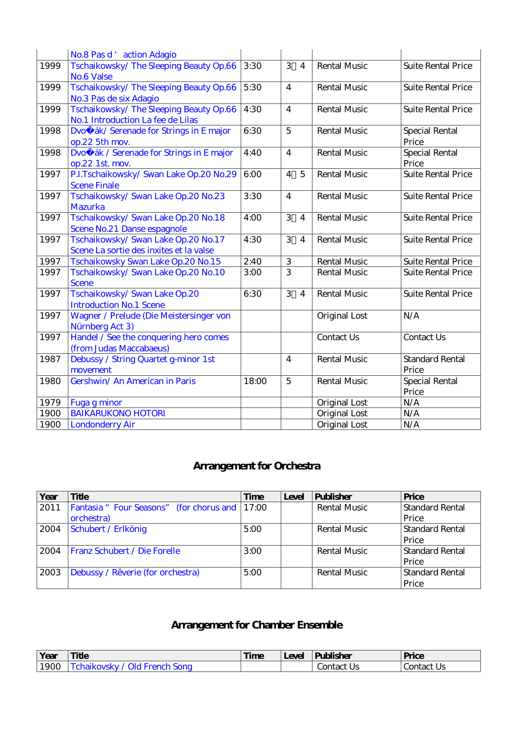| | | | | | |
|---|---|---|---|---|---|
| | No.8 Pas d ' action Adagio | | | | |
| 1999 | Tschaikowsky/ The Sleeping Beauty Op.66 No.6 Valse | 3:30 | 3 4 | Rental Music | Suite Rental Price |
| 1999 | Tschaikowsky/ The Sleeping Beauty Op.66 No.3 Pas de six Adagio | 5:30 | 4 | Rental Music | Suite Rental Price |
| 1999 | Tschaikowsky/ The Sleeping Beauty Op.66 No.1 Introduction La fee de Lilas | 4:30 | 4 | Rental Music | Suite Rental Price |
| 1998 | Dvo�ák/ Serenade for Strings in E major op.22 5th mov. | 6:30 | 5 | Rental Music | Special Rental Price |
| 1998 | Dvo�ák / Serenade for Strings in E major op.22 1st. mov. | 4:40 | 4 | Rental Music | Special Rental Price |
| 1997 | P.I.Tschaikowsky/ Swan Lake Op.20 No.29 Scene Finale | 6:00 | 4 5 | Rental Music | Suite Rental Price |
| 1997 | Tschaikowsky/ Swan Lake Op.20 No.23 Mazurka | 3:30 | 4 | Rental Music | Suite Rental Price |
| 1997 | Tschaikowsky/ Swan Lake Op.20 No.18 Scene No.21 Danse espagnole | 4:00 | 3 4 | Rental Music | Suite Rental Price |
| 1997 | Tschaikowsky/ Swan Lake Op.20 No.17 Scene La sortie des inxites et la valse | 4:30 | 3 4 | Rental Music | Suite Rental Price |
| 1997 | Tschaikowsky Swan Lake Op.20 No.15 | 2:40 | 3 | Rental Music | Suite Rental Price |
| 1997 | Tschaikowsky/ Swan Lake Op.20 No.10 Scene | 3:00 | 3 | Rental Music | Suite Rental Price |
| 1997 | Tschaikowsky/ Swan Lake Op.20 Introduction No.1 Scene | 6:30 | 3 4 | Rental Music | Suite Rental Price |
| 1997 | Wagner / Prelude (Die Meistersinger von Nürnberg Act 3) | | | Original Lost | N/A |
| 1997 | Handel / See the conquering hero comes (from Judas Maccabaeus) | | | Contact Us | Contact Us |
| 1987 | Debussy / String Quartet g-minor 1st movement | | 4 | Rental Music | Standard Rental Price |
| 1980 | Gershwin/ An American in Paris | 18:00 | 5 | Rental Music | Special Rental Price |
| 1979 | Fuga g minor | | | Original Lost | N/A |
| 1900 | BAIKARUKONO HOTORI | | | Original Lost | N/A |
| 1900 | Londonderry Air | | | Original Lost | N/A |

## Arrangement for Orchestra

| Year | Title | Time | Level | Publisher | Price |
|---|---|---|---|---|---|
| 2011 | Fantasia " Four Seasons" (for chorus and orchestra) | 17:00 | | Rental Music | Standard Rental Price |
| 2004 | Schubert / Erlkönig | 5:00 | | Rental Music | Standard Rental Price |
| 2004 | Franz Schubert / Die Forelle | 3:00 | | Rental Music | Standard Rental Price |
| 2003 | Debussy / Rêverie (for orchestra) | 5:00 | | Rental Music | Standard Rental Price |

## Arrangement for Chamber Ensemble

| Year | Title | Time | Level | Publisher | Price |
|---|---|---|---|---|---|
| 1900 | Tchaikovsky / Old French Song | | | Contact Us | Contact Us |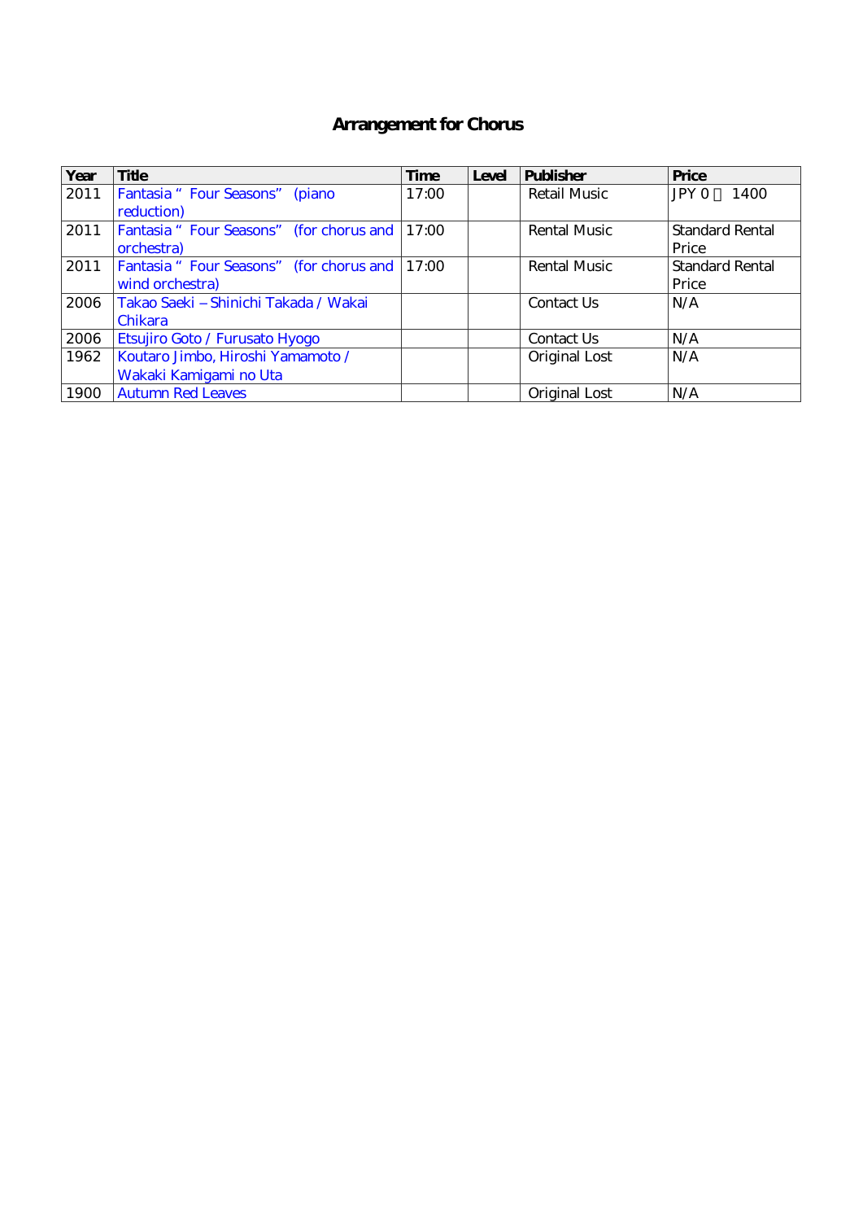# Arrangement for Chorus

| Year | Title | Time | Level | Publisher | Price |
|---|---|---|---|---|---|
| 2011 | Fantasia " Four Seasons" (piano reduction) | 17:00 | | Retail Music | JPY 0　1400 |
| 2011 | Fantasia " Four Seasons" (for chorus and orchestra) | 17:00 | | Rental Music | Standard Rental Price |
| 2011 | Fantasia " Four Seasons" (for chorus and wind orchestra) | 17:00 | | Rental Music | Standard Rental Price |
| 2006 | Takao Saeki – Shinichi Takada / Wakai Chikara | | | Contact Us | N/A |
| 2006 | Etsujiro Goto / Furusato Hyogo | | | Contact Us | N/A |
| 1962 | Koutaro Jimbo, Hiroshi Yamamoto / Wakaki Kamigami no Uta | | | Original Lost | N/A |
| 1900 | Autumn Red Leaves | | | Original Lost | N/A |